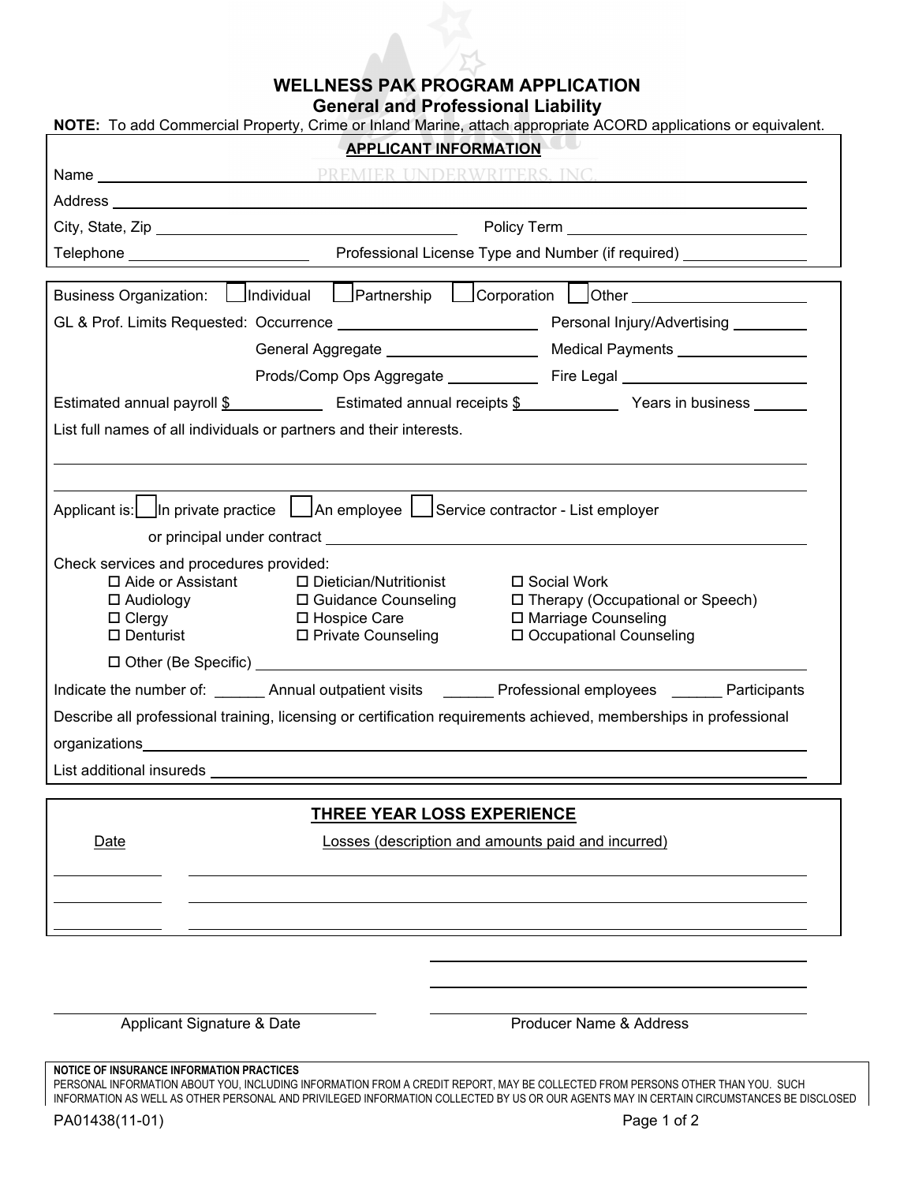# WELLNESS PAK PROGRAM APPLICATION

## General and Professional Liability

**NOTE:** To add Commercial Property, Crime or Inland Marine, attach appropriate ACORD applications or equivalent.

### APPLICANT INFORMATION

Name ______________________________________________

Address ______________________________________________

City, State, Zip ______________________ Policy Term ______________________

Telephone ______________ Professional License Type and Number (if required) ______________

---

Business Organization: ☐ Individual ☐ Partnership ☐ Corporation ☐ Other ______________

GL & Prof. Limits Requested: Occurrence ______________ Personal Injury/Advertising ______________

General Aggregate ______________ Medical Payments ______________

Prods/Comp Ops Aggregate ______________ Fire Legal ______________

Estimated annual payroll $__________ Estimated annual receipts $__________ Years in business ______

List full names of all individuals or partners and their interests.

______________________________________________

______________________________________________

Applicant is: ☐ In private practice ☐ An employee ☐ Service contractor - List employer or principal under contract ______________________________________________

Check services and procedures provided:

- ☐ Aide or Assistant
- ☐ Audiology
- ☐ Clergy
- ☐ Denturist
- ☐ Dietician/Nutritionist
- ☐ Guidance Counseling
- ☐ Hospice Care
- ☐ Private Counseling
- ☐ Social Work
- ☐ Therapy (Occupational or Speech)
- ☐ Marriage Counseling
- ☐ Occupational Counseling
- ☐ Other (Be Specific) ______________________________________________

Indicate the number of: ______ Annual outpatient visits ______ Professional employees ______ Participants

Describe all professional training, licensing or certification requirements achieved, memberships in professional organizations ______________________________________________

List additional insureds ______________________________________________

### THREE YEAR LOSS EXPERIENCE

| Date | Losses (description and amounts paid and incurred) |
|---|---|
| | |
| | |
| | |

______________________ Applicant Signature & Date

______________________ Producer Name & Address

**NOTICE OF INSURANCE INFORMATION PRACTICES**

PERSONAL INFORMATION ABOUT YOU, INCLUDING INFORMATION FROM A CREDIT REPORT, MAY BE COLLECTED FROM PERSONS OTHER THAN YOU. SUCH INFORMATION AS WELL AS OTHER PERSONAL AND PRIVILEGED INFORMATION COLLECTED BY US OR OUR AGENTS MAY IN CERTAIN CIRCUMSTANCES BE DISCLOSED

PA01438(11-01)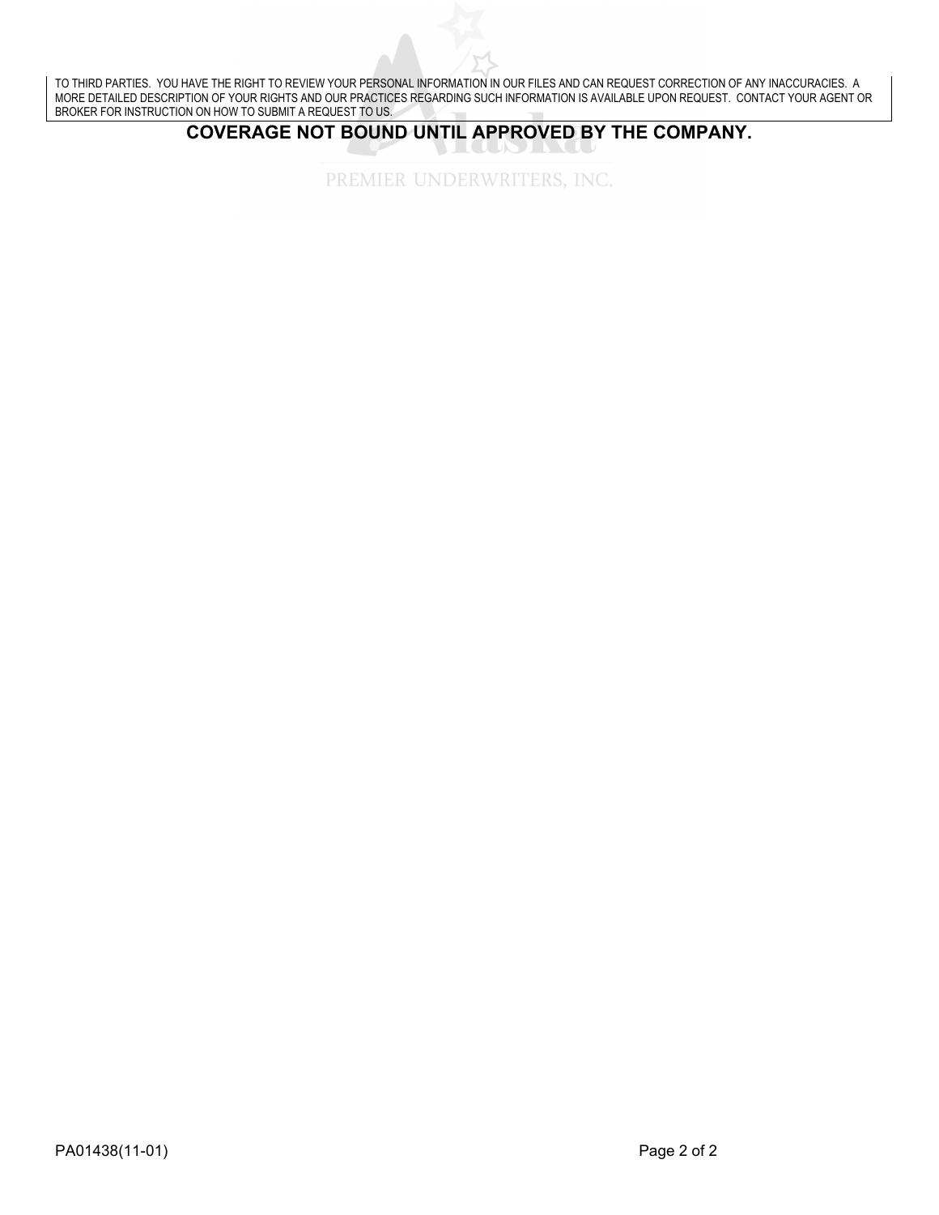TO THIRD PARTIES. YOU HAVE THE RIGHT TO REVIEW YOUR PERSONAL INFORMATION IN OUR FILES AND CAN REQUEST CORRECTION OF ANY INACCURACIES. A MORE DETAILED DESCRIPTION OF YOUR RIGHTS AND OUR PRACTICES REGARDING SUCH INFORMATION IS AVAILABLE UPON REQUEST. CONTACT YOUR AGENT OR BROKER FOR INSTRUCTION ON HOW TO SUBMIT A REQUEST TO US.

**COVERAGE NOT BOUND UNTIL APPROVED BY THE COMPANY.**

PA01438(11-01)